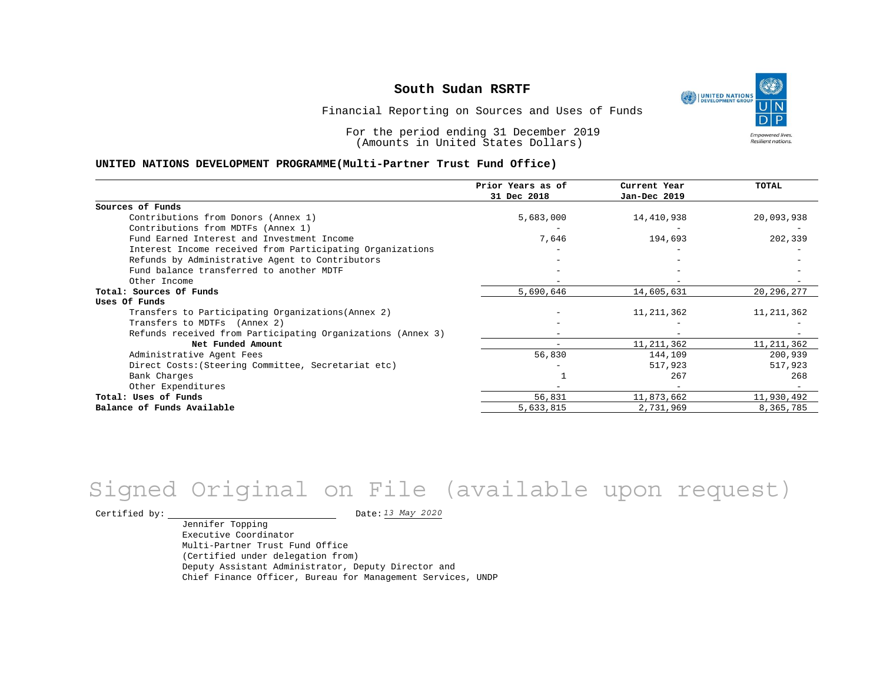# South Sudan RSRTF

Financial Reporting on Sources and Uses of Funds

For the period ending 31 December 2019
(Amounts in United States Dollars)

**UNITED NATIONS DEVELOPMENT PROGRAMME(Multi-Partner Trust Fund Office)**

| | Prior Years as of 31 Dec 2018 | Current Year Jan-Dec 2019 | TOTAL |
|---|---|---|---|
| **Sources of Funds** | | | |
| Contributions from Donors (Annex 1) | 5,683,000 | 14,410,938 | 20,093,938 |
| Contributions from MDTFs (Annex 1) | - | - | - |
| Fund Earned Interest and Investment Income | 7,646 | 194,693 | 202,339 |
| Interest Income received from Participating Organizations | - | - | - |
| Refunds by Administrative Agent to Contributors | - | - | - |
| Fund balance transferred to another MDTF | - | - | - |
| Other Income | - | - | - |
| **Total: Sources Of Funds** | 5,690,646 | 14,605,631 | 20,296,277 |
| **Uses Of Funds** | | | |
| Transfers to Participating Organizations(Annex 2) | - | 11,211,362 | 11,211,362 |
| Transfers to MDTFs (Annex 2) | - | - | - |
| Refunds received from Participating Organizations (Annex 3) | - | - | - |
| **Net Funded Amount** | - | 11,211,362 | 11,211,362 |
| Administrative Agent Fees | 56,830 | 144,109 | 200,939 |
| Direct Costs:(Steering Committee, Secretariat etc) | - | 517,923 | 517,923 |
| Bank Charges | 1 | 267 | 268 |
| Other Expenditures | - | - | - |
| **Total: Uses of Funds** | 56,831 | 11,873,662 | 11,930,492 |
| **Balance of Funds Available** | 5,633,815 | 2,731,969 | 8,365,785 |

Signed Original on File (available upon request)

Certified by: ______________________ Date: *13 May 2020*

Jennifer Topping
Executive Coordinator
Multi-Partner Trust Fund Office
(Certified under delegation from)
Deputy Assistant Administrator, Deputy Director and
Chief Finance Officer, Bureau for Management Services, UNDP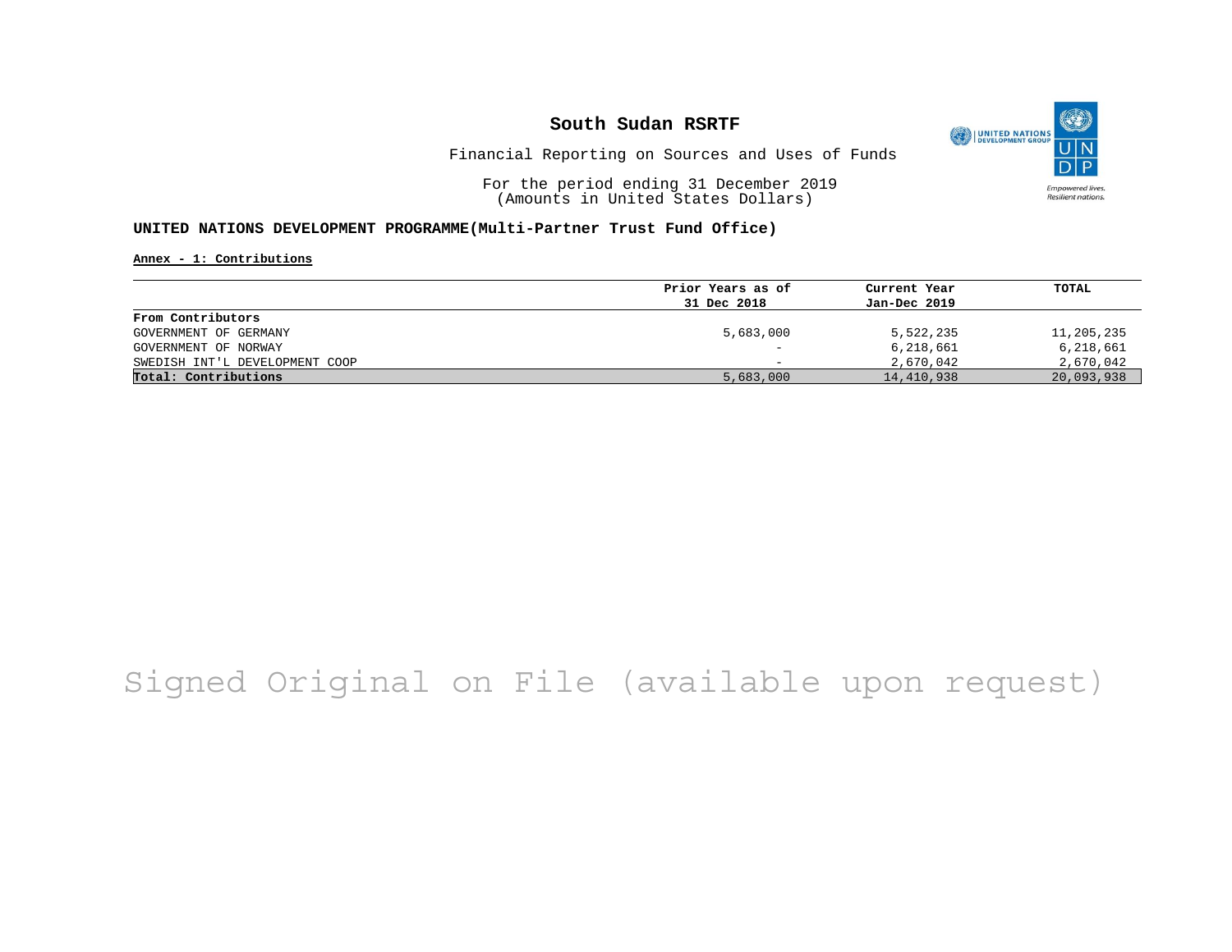# South Sudan RSRTF

Financial Reporting on Sources and Uses of Funds

For the period ending 31 December 2019
(Amounts in United States Dollars)

**UNITED NATIONS DEVELOPMENT PROGRAMME(Multi-Partner Trust Fund Office)**

**Annex - 1: Contributions**

| | Prior Years as of 31 Dec 2018 | Current Year Jan-Dec 2019 | TOTAL |
|---|---|---|---|
| **From Contributors** | | | |
| GOVERNMENT OF GERMANY | 5,683,000 | 5,522,235 | 11,205,235 |
| GOVERNMENT OF NORWAY | - | 6,218,661 | 6,218,661 |
| SWEDISH INT'L DEVELOPMENT COOP | - | 2,670,042 | 2,670,042 |
| **Total: Contributions** | 5,683,000 | 14,410,938 | 20,093,938 |

Signed Original on File (available upon request)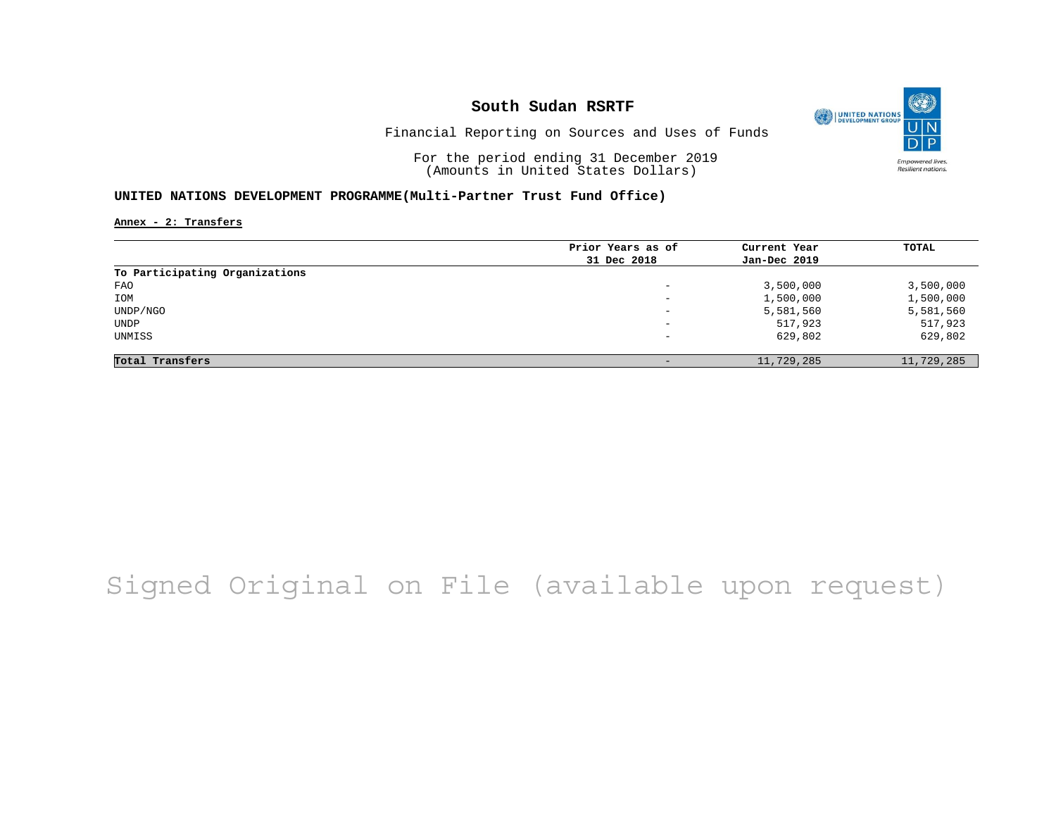# South Sudan RSRTF

Financial Reporting on Sources and Uses of Funds

For the period ending 31 December 2019
(Amounts in United States Dollars)

**UNITED NATIONS DEVELOPMENT PROGRAMME(Multi-Partner Trust Fund Office)**

**Annex - 2: Transfers**

| | Prior Years as of 31 Dec 2018 | Current Year Jan-Dec 2019 | TOTAL |
|---|---|---|---|
| **To Participating Organizations** | | | |
| FAO | - | 3,500,000 | 3,500,000 |
| IOM | - | 1,500,000 | 1,500,000 |
| UNDP/NGO | - | 5,581,560 | 5,581,560 |
| UNDP | - | 517,923 | 517,923 |
| UNMISS | - | 629,802 | 629,802 |
| **Total Transfers** | - | 11,729,285 | 11,729,285 |

Signed Original on File (available upon request)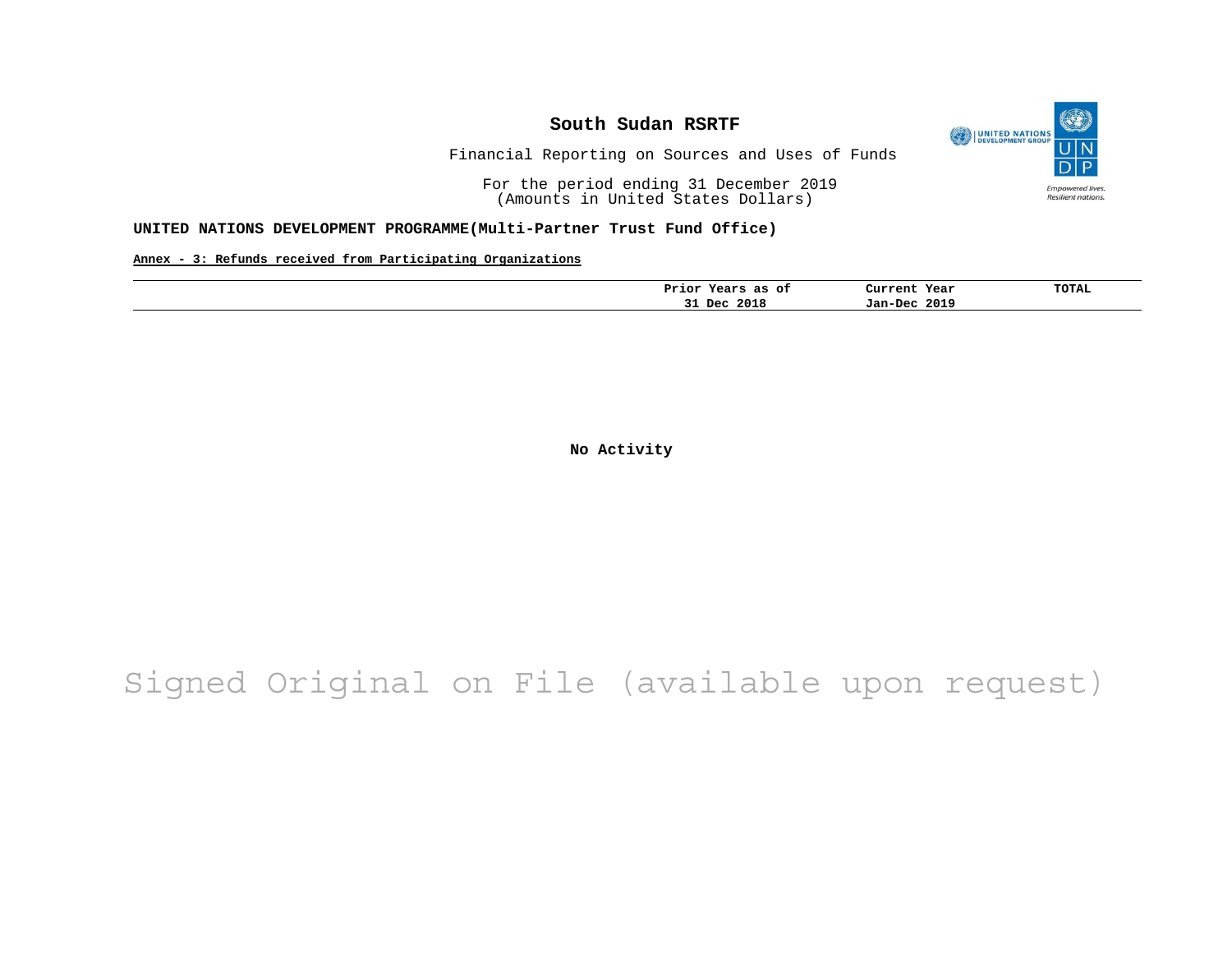# South Sudan RSRTF

Financial Reporting on Sources and Uses of Funds

For the period ending 31 December 2019
(Amounts in United States Dollars)

**UNITED NATIONS DEVELOPMENT PROGRAMME(Multi-Partner Trust Fund Office)**

**Annex - 3: Refunds received from Participating Organizations**

| | Prior Years as of 31 Dec 2018 | Current Year Jan-Dec 2019 | TOTAL |
|---|---|---|---|

**No Activity**

Signed Original on File (available upon request)